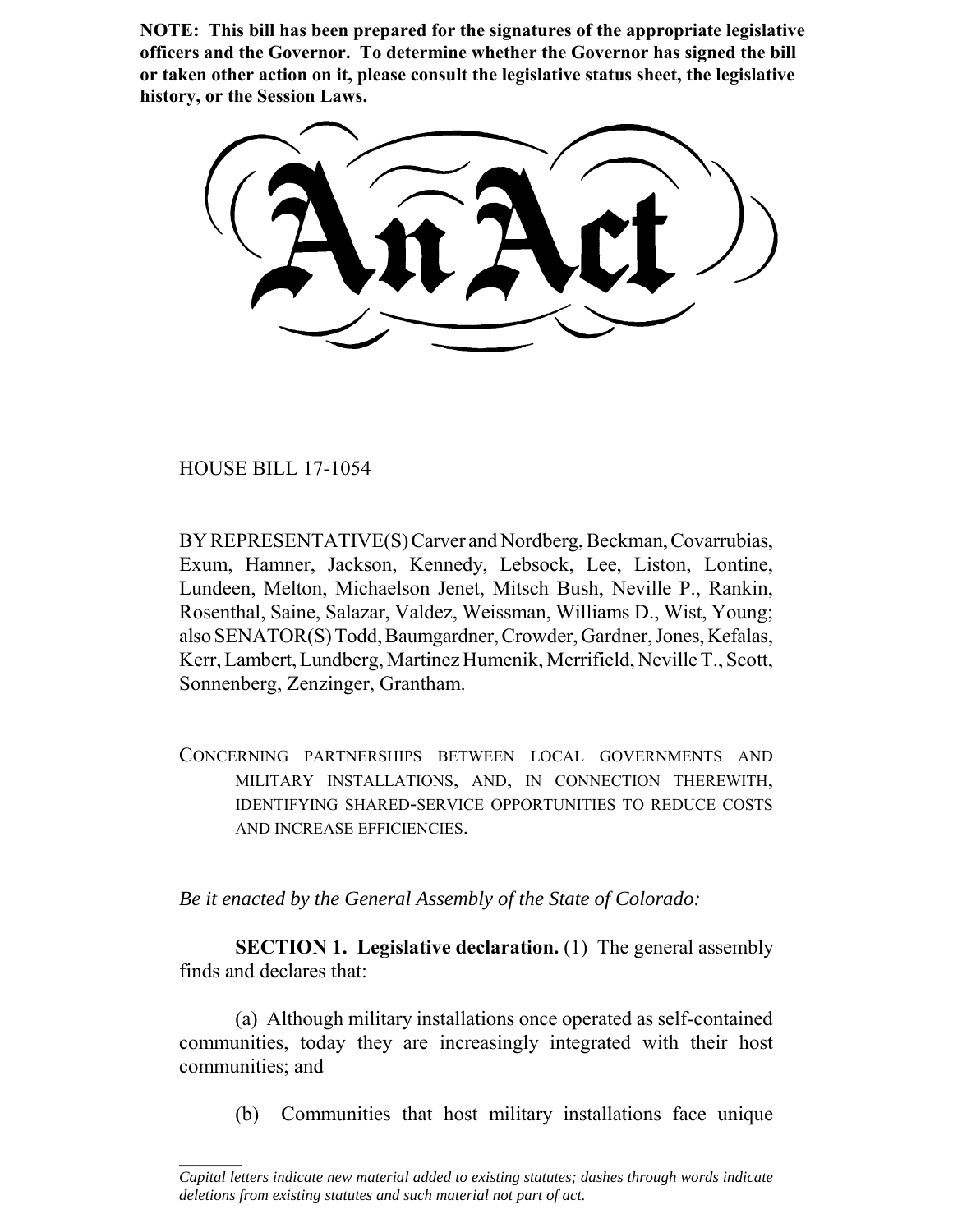**NOTE: This bill has been prepared for the signatures of the appropriate legislative officers and the Governor. To determine whether the Governor has signed the bill or taken other action on it, please consult the legislative status sheet, the legislative history, or the Session Laws.**

# An Act

HOUSE BILL 17-1054

BY REPRESENTATIVE(S) Carver and Nordberg, Beckman, Covarrubias, Exum, Hamner, Jackson, Kennedy, Lebsock, Lee, Liston, Lontine, Lundeen, Melton, Michaelson Jenet, Mitsch Bush, Neville P., Rankin, Rosenthal, Saine, Salazar, Valdez, Weissman, Williams D., Wist, Young; also SENATOR(S) Todd, Baumgardner, Crowder, Gardner, Jones, Kefalas, Kerr, Lambert, Lundberg, Martinez Humenik, Merrifield, Neville T., Scott, Sonnenberg, Zenzinger, Grantham.

CONCERNING PARTNERSHIPS BETWEEN LOCAL GOVERNMENTS AND MILITARY INSTALLATIONS, AND, IN CONNECTION THEREWITH, IDENTIFYING SHARED-SERVICE OPPORTUNITIES TO REDUCE COSTS AND INCREASE EFFICIENCIES.

*Be it enacted by the General Assembly of the State of Colorado:*

**SECTION 1. Legislative declaration.** (1) The general assembly finds and declares that:

(a) Although military installations once operated as self-contained communities, today they are increasingly integrated with their host communities; and

(b) Communities that host military installations face unique

*Capital letters indicate new material added to existing statutes; dashes through words indicate deletions from existing statutes and such material not part of act.*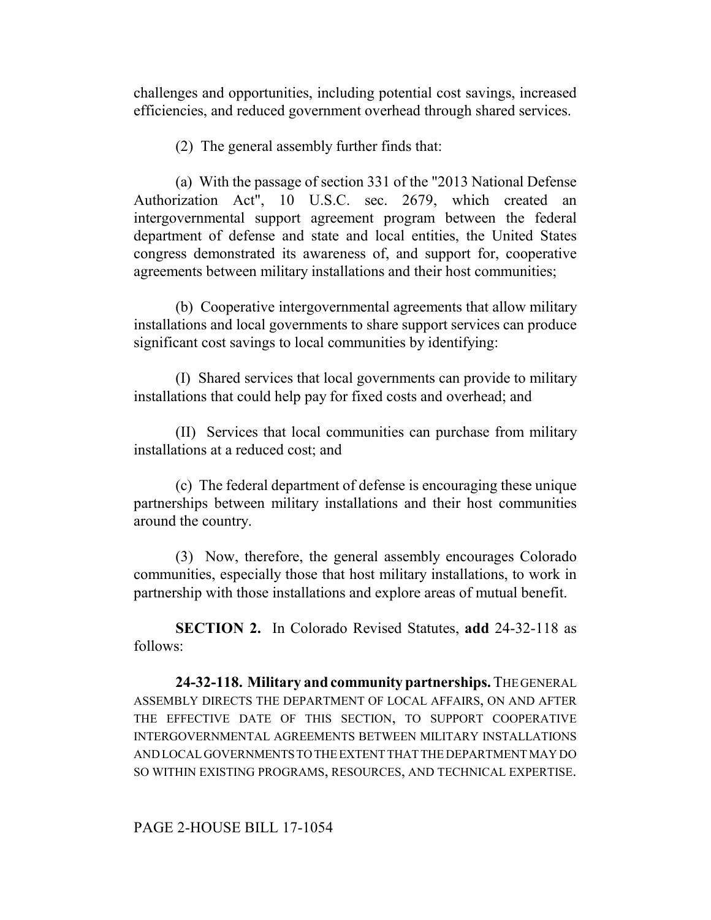challenges and opportunities, including potential cost savings, increased efficiencies, and reduced government overhead through shared services.

(2) The general assembly further finds that:

(a) With the passage of section 331 of the "2013 National Defense Authorization Act", 10 U.S.C. sec. 2679, which created an intergovernmental support agreement program between the federal department of defense and state and local entities, the United States congress demonstrated its awareness of, and support for, cooperative agreements between military installations and their host communities;

(b) Cooperative intergovernmental agreements that allow military installations and local governments to share support services can produce significant cost savings to local communities by identifying:

(I) Shared services that local governments can provide to military installations that could help pay for fixed costs and overhead; and

(II) Services that local communities can purchase from military installations at a reduced cost; and

(c) The federal department of defense is encouraging these unique partnerships between military installations and their host communities around the country.

(3) Now, therefore, the general assembly encourages Colorado communities, especially those that host military installations, to work in partnership with those installations and explore areas of mutual benefit.

**SECTION 2.** In Colorado Revised Statutes, **add** 24-32-118 as follows:

**24-32-118. Military and community partnerships.** THE GENERAL ASSEMBLY DIRECTS THE DEPARTMENT OF LOCAL AFFAIRS, ON AND AFTER THE EFFECTIVE DATE OF THIS SECTION, TO SUPPORT COOPERATIVE INTERGOVERNMENTAL AGREEMENTS BETWEEN MILITARY INSTALLATIONS AND LOCAL GOVERNMENTS TO THE EXTENT THAT THE DEPARTMENT MAY DO SO WITHIN EXISTING PROGRAMS, RESOURCES, AND TECHNICAL EXPERTISE.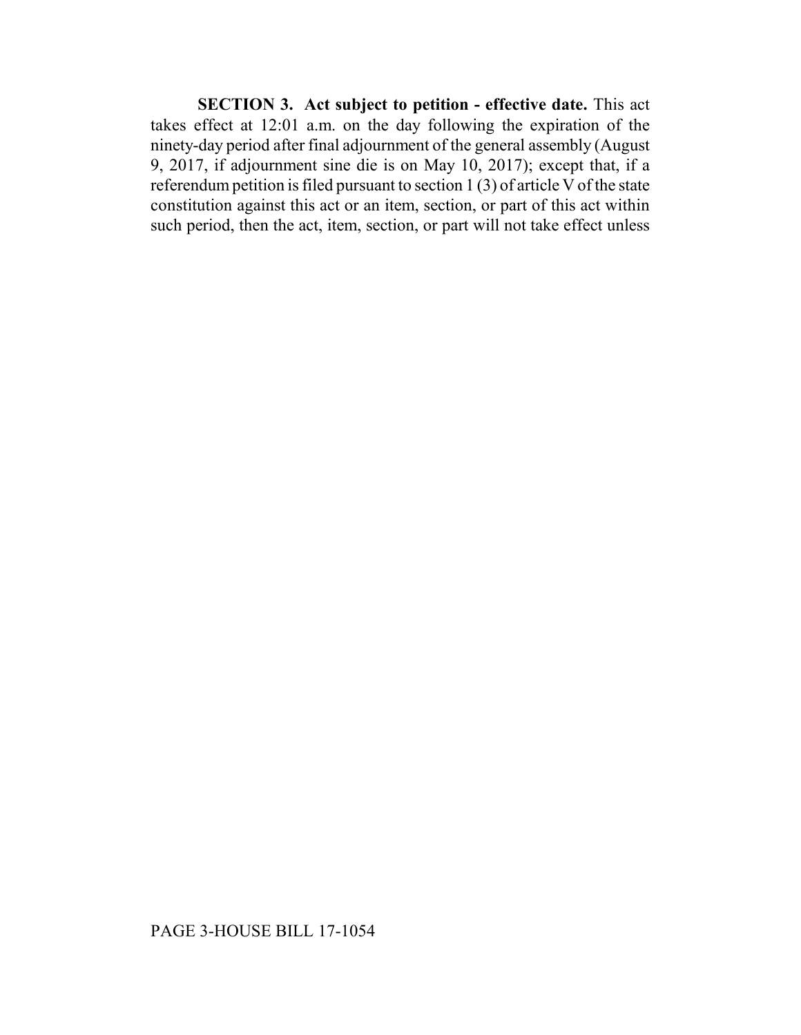**SECTION 3. Act subject to petition - effective date.** This act takes effect at 12:01 a.m. on the day following the expiration of the ninety-day period after final adjournment of the general assembly (August 9, 2017, if adjournment sine die is on May 10, 2017); except that, if a referendum petition is filed pursuant to section 1 (3) of article V of the state constitution against this act or an item, section, or part of this act within such period, then the act, item, section, or part will not take effect unless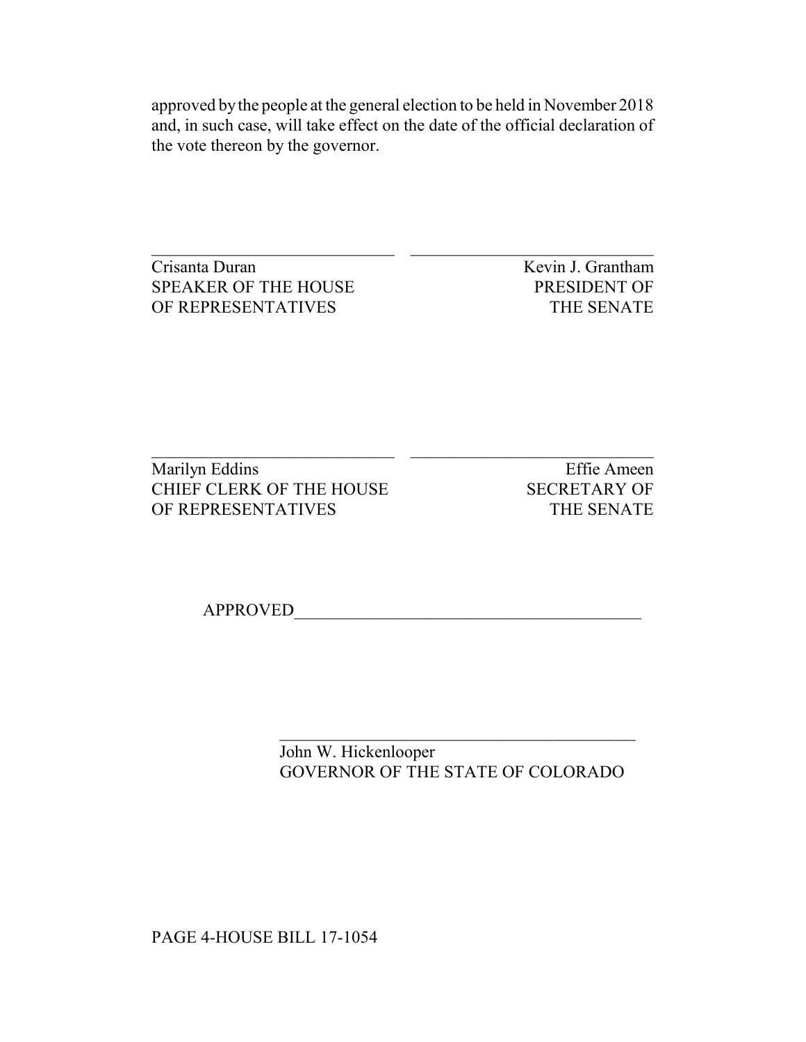approved by the people at the general election to be held in November 2018 and, in such case, will take effect on the date of the official declaration of the vote thereon by the governor.

____________________________ ____________________________

Crisanta Duran
SPEAKER OF THE HOUSE
OF REPRESENTATIVES

Kevin J. Grantham
PRESIDENT OF
THE SENATE

____________________________ ____________________________

Marilyn Eddins
CHIEF CLERK OF THE HOUSE
OF REPRESENTATIVES

Effie Ameen
SECRETARY OF
THE SENATE

APPROVED________________________________________

_________________________________________

John W. Hickenlooper
GOVERNOR OF THE STATE OF COLORADO

PAGE 4-HOUSE BILL 17-1054